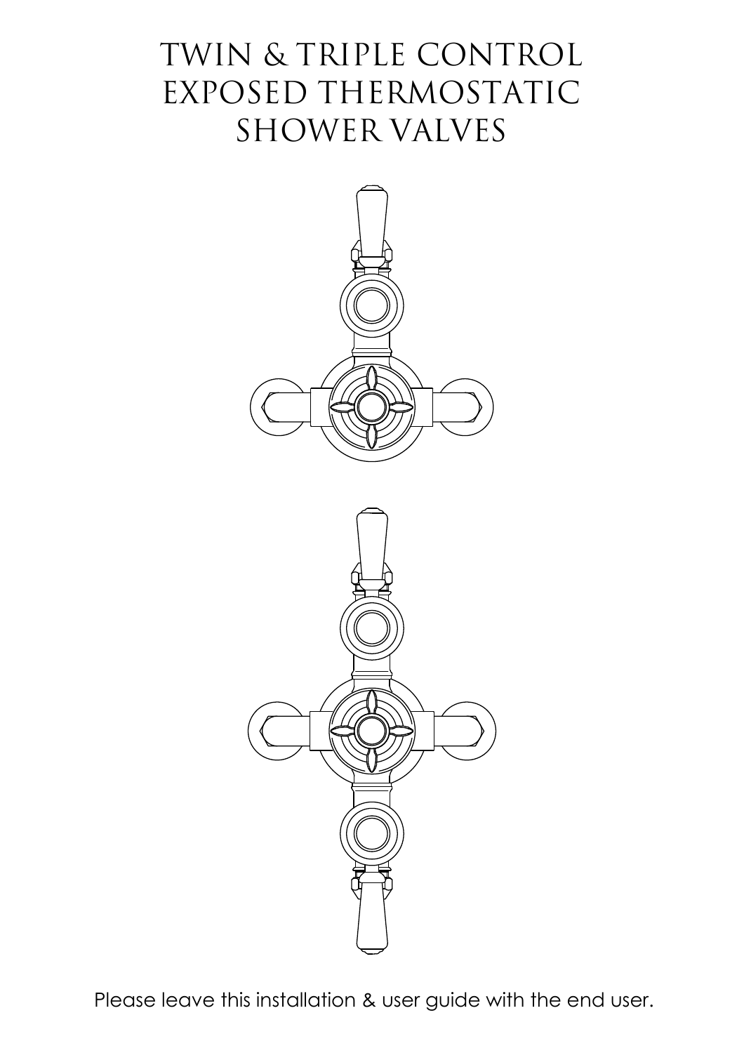# TWIN & TRIPLE CONTROL EXPOSED THERMOSTATIC SHOWER VALVES

Please leave this installation & user guide with the end user.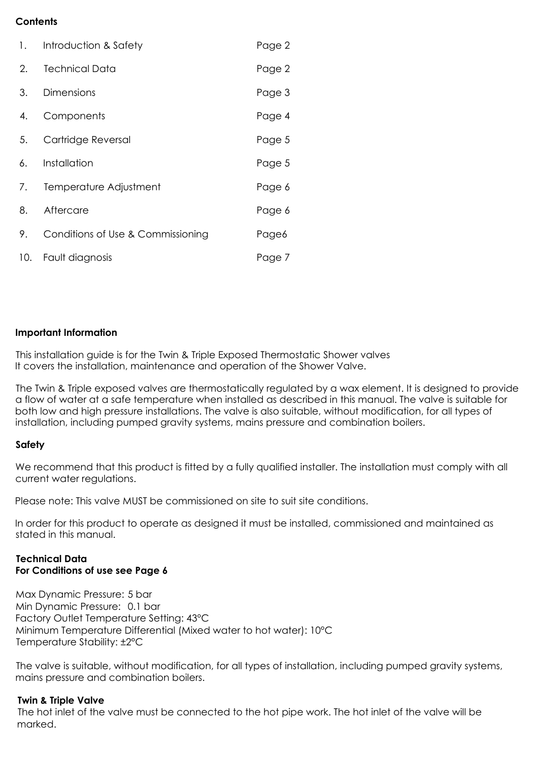**Contents**

| | | |
|---|---|---|
| 1. | Introduction & Safety | Page 2 |
| 2. | Technical Data | Page 2 |
| 3. | Dimensions | Page 3 |
| 4. | Components | Page 4 |
| 5. | Cartridge Reversal | Page 5 |
| 6. | Installation | Page 5 |
| 7. | Temperature Adjustment | Page 6 |
| 8. | Aftercare | Page 6 |
| 9. | Conditions of Use & Commissioning | Page6 |
| 10. | Fault diagnosis | Page 7 |

**Important Information**

This installation guide is for the Twin & Triple Exposed Thermostatic Shower valves
It covers the installation, maintenance and operation of the Shower Valve.

The Twin & Triple exposed valves are thermostatically regulated by a wax element. It is designed to provide a flow of water at a safe temperature when installed as described in this manual. The valve is suitable for both low and high pressure installations. The valve is also suitable, without modification, for all types of installation, including pumped gravity systems, mains pressure and combination boilers.

**Safety**

We recommend that this product is fitted by a fully qualified installer. The installation must comply with all current water regulations.

Please note: This valve MUST be commissioned on site to suit site conditions.

In order for this product to operate as designed it must be installed, commissioned and maintained as stated in this manual.

**Technical Data**
**For Conditions of use see Page 6**

Max Dynamic Pressure: 5 bar
Min Dynamic Pressure: 0.1 bar
Factory Outlet Temperature Setting: 43°C
Minimum Temperature Differential (Mixed water to hot water): 10°C
Temperature Stability: ±2°C

The valve is suitable, without modification, for all types of installation, including pumped gravity systems, mains pressure and combination boilers.

**Twin & Triple Valve**
The hot inlet of the valve must be connected to the hot pipe work. The hot inlet of the valve will be marked.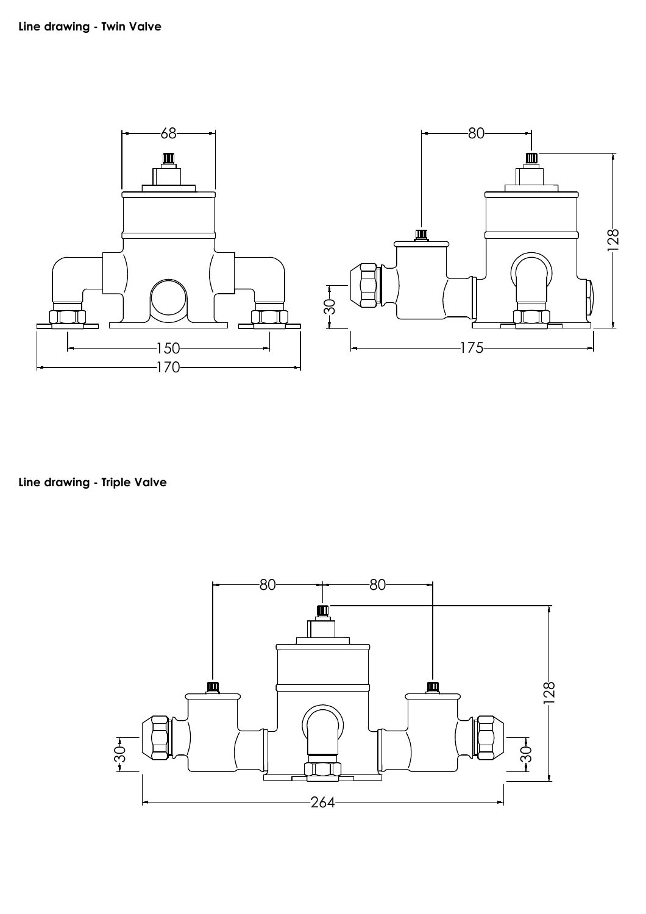**Line drawing - Twin Valve**

**Line drawing - Triple Valve**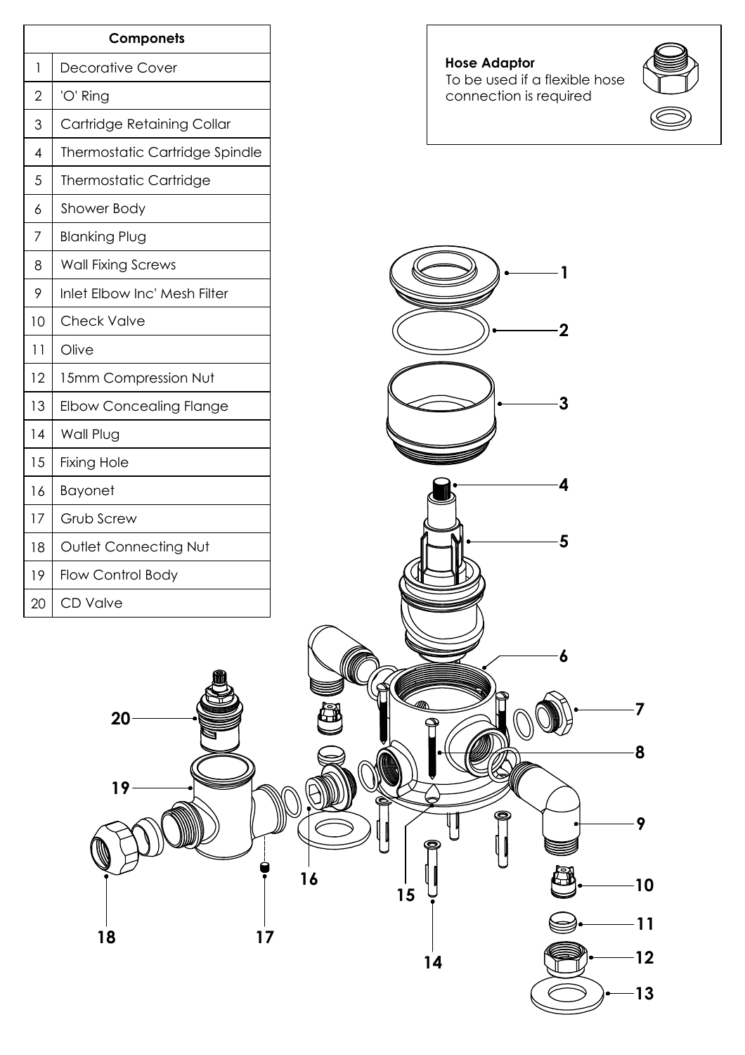| | Componets |
|---|---|
| 1 | Decorative Cover |
| 2 | 'O' Ring |
| 3 | Cartridge Retaining Collar |
| 4 | Thermostatic Cartridge Spindle |
| 5 | Thermostatic Cartridge |
| 6 | Shower Body |
| 7 | Blanking Plug |
| 8 | Wall Fixing Screws |
| 9 | Inlet Elbow Inc' Mesh Filter |
| 10 | Check Valve |
| 11 | Olive |
| 12 | 15mm Compression Nut |
| 13 | Elbow Concealing Flange |
| 14 | Wall Plug |
| 15 | Fixing Hole |
| 16 | Bayonet |
| 17 | Grub Screw |
| 18 | Outlet Connecting Nut |
| 19 | Flow Control Body |
| 20 | CD Valve |

**Hose Adaptor**
To be used if a flexible hose connection is required

1 2 3 4 5 6 7 8 9 10 11 12 13 14 15 16 17 18 19 20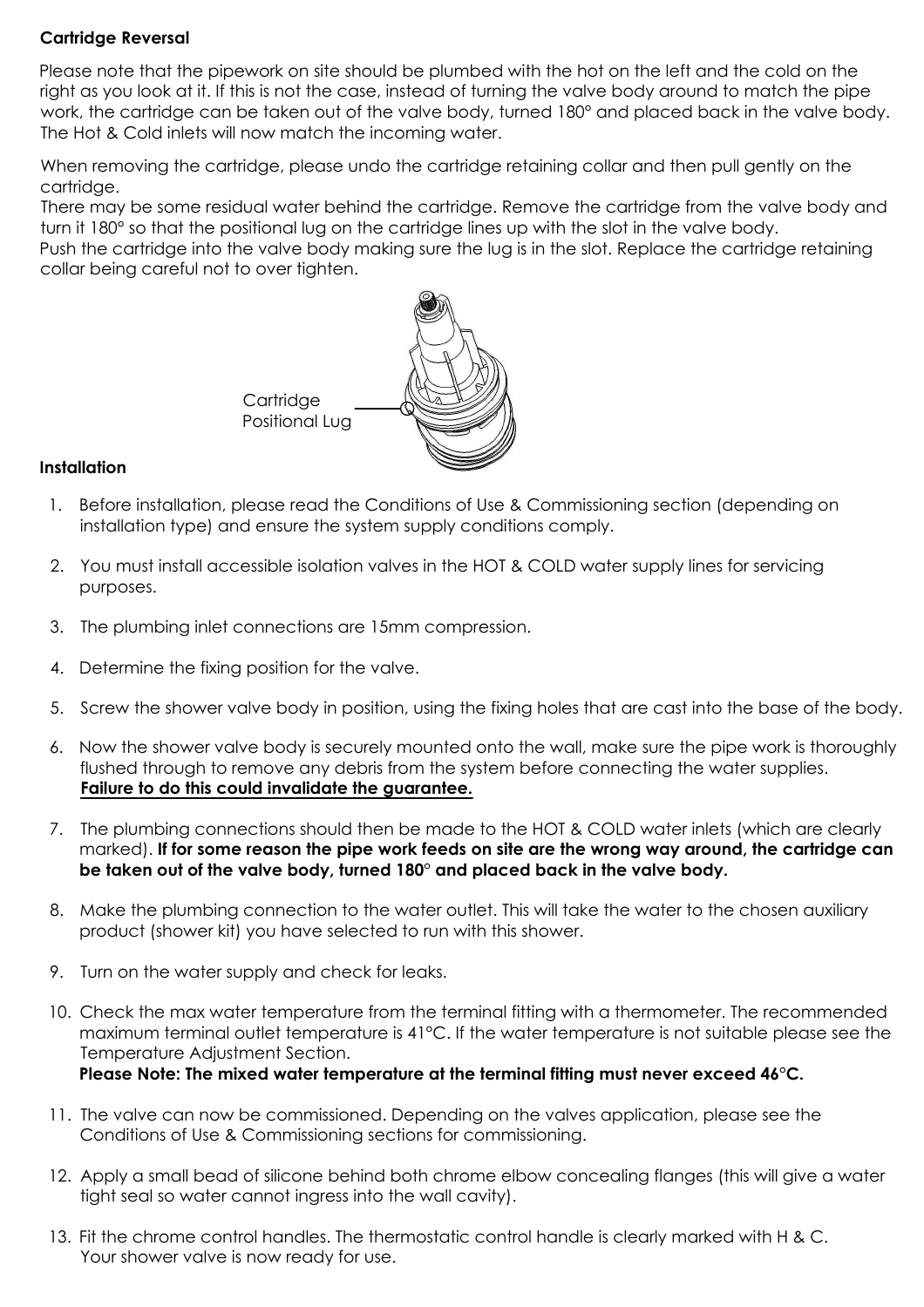**Cartridge Reversal**

Please note that the pipework on site should be plumbed with the hot on the left and the cold on the right as you look at it. If this is not the case, instead of turning the valve body around to match the pipe work, the cartridge can be taken out of the valve body, turned 180° and placed back in the valve body. The Hot & Cold inlets will now match the incoming water.

When removing the cartridge, please undo the cartridge retaining collar and then pull gently on the cartridge.
There may be some residual water behind the cartridge. Remove the cartridge from the valve body and turn it 180° so that the positional lug on the cartridge lines up with the slot in the valve body.
Push the cartridge into the valve body making sure the lug is in the slot. Replace the cartridge retaining collar being careful not to over tighten.

Cartridge Positional Lug

**Installation**

1. Before installation, please read the Conditions of Use & Commissioning section (depending on installation type) and ensure the system supply conditions comply.

2. You must install accessible isolation valves in the HOT & COLD water supply lines for servicing purposes.

3. The plumbing inlet connections are 15mm compression.

4. Determine the fixing position for the valve.

5. Screw the shower valve body in position, using the fixing holes that are cast into the base of the body.

6. Now the shower valve body is securely mounted onto the wall, make sure the pipe work is thoroughly flushed through to remove any debris from the system before connecting the water supplies.
   **Failure to do this could invalidate the guarantee.**

7. The plumbing connections should then be made to the HOT & COLD water inlets (which are clearly marked). **If for some reason the pipe work feeds on site are the wrong way around, the cartridge can be taken out of the valve body, turned 180° and placed back in the valve body.**

8. Make the plumbing connection to the water outlet. This will take the water to the chosen auxiliary product (shower kit) you have selected to run with this shower.

9. Turn on the water supply and check for leaks.

10. Check the max water temperature from the terminal fitting with a thermometer. The recommended maximum terminal outlet temperature is 41°C. If the water temperature is not suitable please see the Temperature Adjustment Section.
    **Please Note: The mixed water temperature at the terminal fitting must never exceed 46°C.**

11. The valve can now be commissioned. Depending on the valves application, please see the Conditions of Use & Commissioning sections for commissioning.

12. Apply a small bead of silicone behind both chrome elbow concealing flanges (this will give a water tight seal so water cannot ingress into the wall cavity).

13. Fit the chrome control handles. The thermostatic control handle is clearly marked with H & C.
    Your shower valve is now ready for use.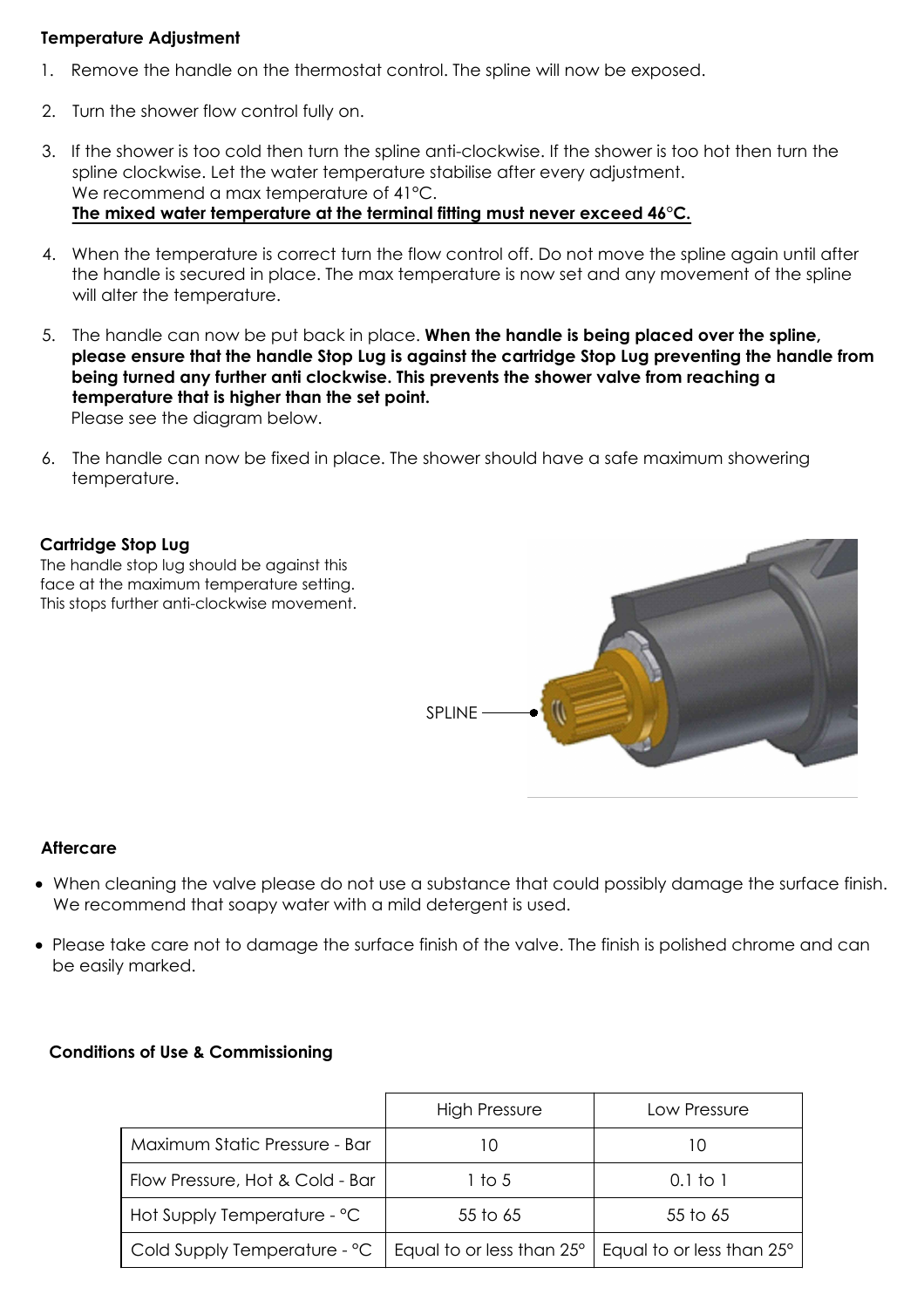**Temperature Adjustment**

1. Remove the handle on the thermostat control. The spline will now be exposed.

2. Turn the shower flow control fully on.

3. If the shower is too cold then turn the spline anti-clockwise. If the shower is too hot then turn the spline clockwise. Let the water temperature stabilise after every adjustment.
   We recommend a max temperature of 41°C.
   **The mixed water temperature at the terminal fitting must never exceed 46°C.**

4. When the temperature is correct turn the flow control off. Do not move the spline again until after the handle is secured in place. The max temperature is now set and any movement of the spline will alter the temperature.

5. The handle can now be put back in place. **When the handle is being placed over the spline, please ensure that the handle Stop Lug is against the cartridge Stop Lug preventing the handle from being turned any further anti clockwise. This prevents the shower valve from reaching a temperature that is higher than the set point.**
   Please see the diagram below.

6. The handle can now be fixed in place. The shower should have a safe maximum showering temperature.

**Cartridge Stop Lug**
The handle stop lug should be against this face at the maximum temperature setting. This stops further anti-clockwise movement.

SPLINE

**Aftercare**

- When cleaning the valve please do not use a substance that could possibly damage the surface finish. We recommend that soapy water with a mild detergent is used.

- Please take care not to damage the surface finish of the valve. The finish is polished chrome and can be easily marked.

**Conditions of Use & Commissioning**

| | High Pressure | Low Pressure |
|---|---|---|
| Maximum Static Pressure - Bar | 10 | 10 |
| Flow Pressure, Hot & Cold - Bar | 1 to 5 | 0.1 to 1 |
| Hot Supply Temperature - °C | 55 to 65 | 55 to 65 |
| Cold Supply Temperature - °C | Equal to or less than 25° | Equal to or less than 25° |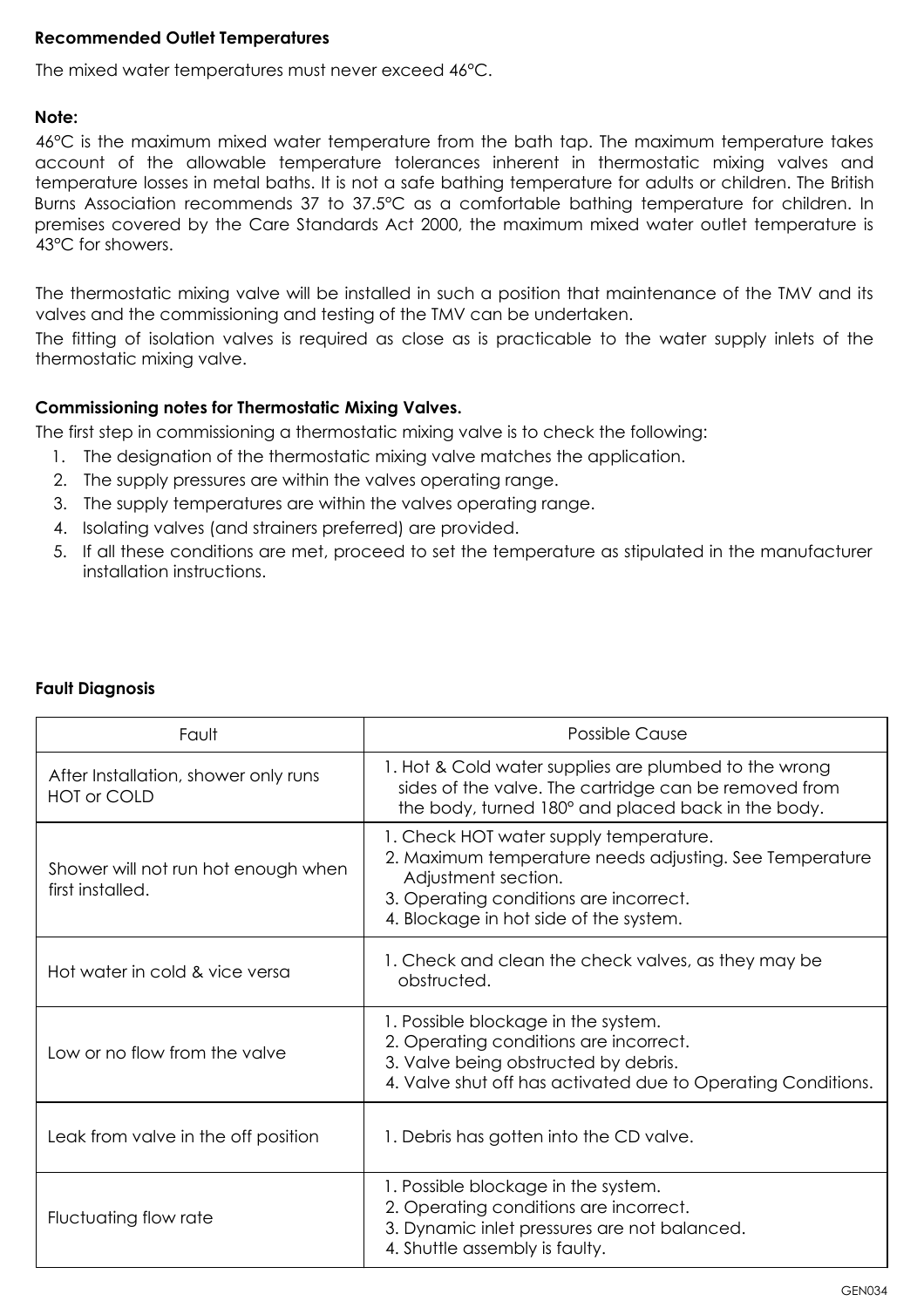**Recommended Outlet Temperatures**

The mixed water temperatures must never exceed 46°C.

**Note:**

46°C is the maximum mixed water temperature from the bath tap. The maximum temperature takes account of the allowable temperature tolerances inherent in thermostatic mixing valves and temperature losses in metal baths. It is not a safe bathing temperature for adults or children. The British Burns Association recommends 37 to 37.5°C as a comfortable bathing temperature for children. In premises covered by the Care Standards Act 2000, the maximum mixed water outlet temperature is 43°C for showers.

The thermostatic mixing valve will be installed in such a position that maintenance of the TMV and its valves and the commissioning and testing of the TMV can be undertaken.

The fitting of isolation valves is required as close as is practicable to the water supply inlets of the thermostatic mixing valve.

**Commissioning notes for Thermostatic Mixing Valves.**

The first step in commissioning a thermostatic mixing valve is to check the following:

1. The designation of the thermostatic mixing valve matches the application.
2. The supply pressures are within the valves operating range.
3. The supply temperatures are within the valves operating range.
4. Isolating valves (and strainers preferred) are provided.
5. If all these conditions are met, proceed to set the temperature as stipulated in the manufacturer installation instructions.

**Fault Diagnosis**

| Fault | Possible Cause |
|---|---|
| After Installation, shower only runs HOT or COLD | 1. Hot & Cold water supplies are plumbed to the wrong sides of the valve. The cartridge can be removed from the body, turned 180° and placed back in the body. |
| Shower will not run hot enough when first installed. | 1. Check HOT water supply temperature.<br>2. Maximum temperature needs adjusting. See Temperature Adjustment section.<br>3. Operating conditions are incorrect.<br>4. Blockage in hot side of the system. |
| Hot water in cold & vice versa | 1. Check and clean the check valves, as they may be obstructed. |
| Low or no flow from the valve | 1. Possible blockage in the system.<br>2. Operating conditions are incorrect.<br>3. Valve being obstructed by debris.<br>4. Valve shut off has activated due to Operating Conditions. |
| Leak from valve in the off position | 1. Debris has gotten into the CD valve. |
| Fluctuating flow rate | 1. Possible blockage in the system.<br>2. Operating conditions are incorrect.<br>3. Dynamic inlet pressures are not balanced.<br>4. Shuttle assembly is faulty. |